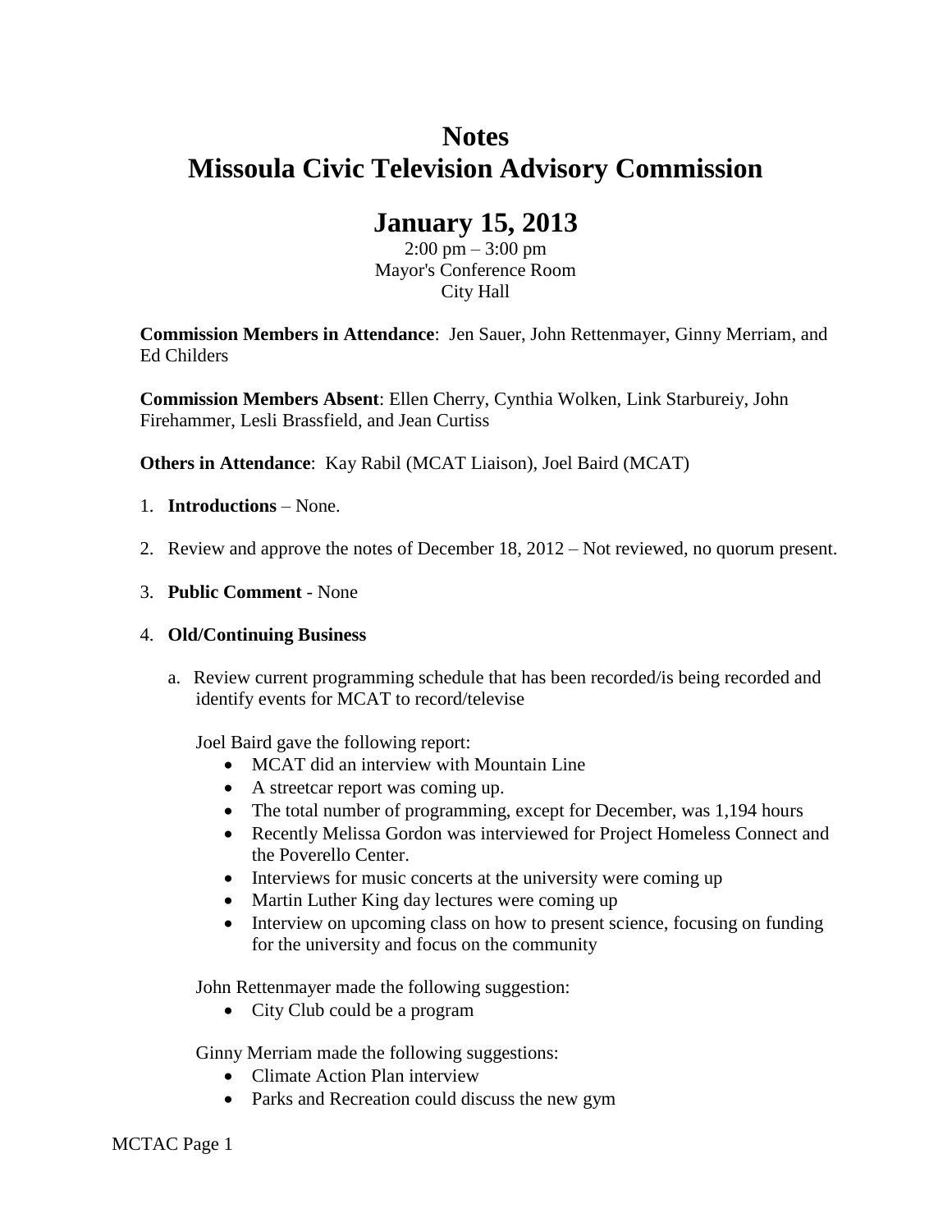# Notes
# Missoula Civic Television Advisory Commission

## January 15, 2013

2:00 pm – 3:00 pm
Mayor's Conference Room
City Hall

**Commission Members in Attendance**: Jen Sauer, John Rettenmayer, Ginny Merriam, and Ed Childers

**Commission Members Absent**: Ellen Cherry, Cynthia Wolken, Link Starbureiy, John Firehammer, Lesli Brassfield, and Jean Curtiss

**Others in Attendance**: Kay Rabil (MCAT Liaison), Joel Baird (MCAT)

1. **Introductions** – None.
2. Review and approve the notes of December 18, 2012 – Not reviewed, no quorum present.
3. **Public Comment** - None
4. **Old/Continuing Business**

   a. Review current programming schedule that has been recorded/is being recorded and identify events for MCAT to record/televise

   Joel Baird gave the following report:

   - MCAT did an interview with Mountain Line
   - A streetcar report was coming up.
   - The total number of programming, except for December, was 1,194 hours
   - Recently Melissa Gordon was interviewed for Project Homeless Connect and the Poverello Center.
   - Interviews for music concerts at the university were coming up
   - Martin Luther King day lectures were coming up
   - Interview on upcoming class on how to present science, focusing on funding for the university and focus on the community

   John Rettenmayer made the following suggestion:

   - City Club could be a program

   Ginny Merriam made the following suggestions:

   - Climate Action Plan interview
   - Parks and Recreation could discuss the new gym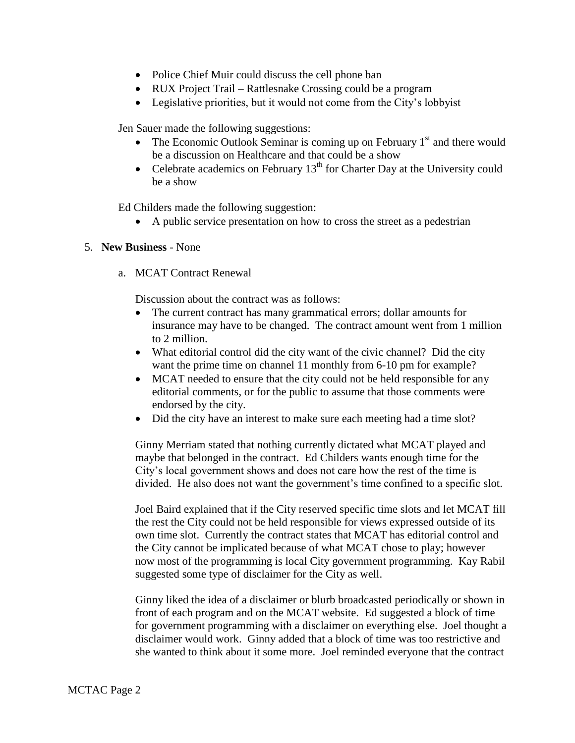- Police Chief Muir could discuss the cell phone ban
- RUX Project Trail – Rattlesnake Crossing could be a program
- Legislative priorities, but it would not come from the City's lobbyist

Jen Sauer made the following suggestions:

- The Economic Outlook Seminar is coming up on February 1st and there would be a discussion on Healthcare and that could be a show
- Celebrate academics on February 13th for Charter Day at the University could be a show

Ed Childers made the following suggestion:

- A public service presentation on how to cross the street as a pedestrian

5. **New Business** - None

a. MCAT Contract Renewal

Discussion about the contract was as follows:

- The current contract has many grammatical errors; dollar amounts for insurance may have to be changed. The contract amount went from 1 million to 2 million.
- What editorial control did the city want of the civic channel? Did the city want the prime time on channel 11 monthly from 6-10 pm for example?
- MCAT needed to ensure that the city could not be held responsible for any editorial comments, or for the public to assume that those comments were endorsed by the city.
- Did the city have an interest to make sure each meeting had a time slot?

Ginny Merriam stated that nothing currently dictated what MCAT played and maybe that belonged in the contract. Ed Childers wants enough time for the City's local government shows and does not care how the rest of the time is divided. He also does not want the government's time confined to a specific slot.

Joel Baird explained that if the City reserved specific time slots and let MCAT fill the rest the City could not be held responsible for views expressed outside of its own time slot. Currently the contract states that MCAT has editorial control and the City cannot be implicated because of what MCAT chose to play; however now most of the programming is local City government programming. Kay Rabil suggested some type of disclaimer for the City as well.

Ginny liked the idea of a disclaimer or blurb broadcasted periodically or shown in front of each program and on the MCAT website. Ed suggested a block of time for government programming with a disclaimer on everything else. Joel thought a disclaimer would work. Ginny added that a block of time was too restrictive and she wanted to think about it some more. Joel reminded everyone that the contract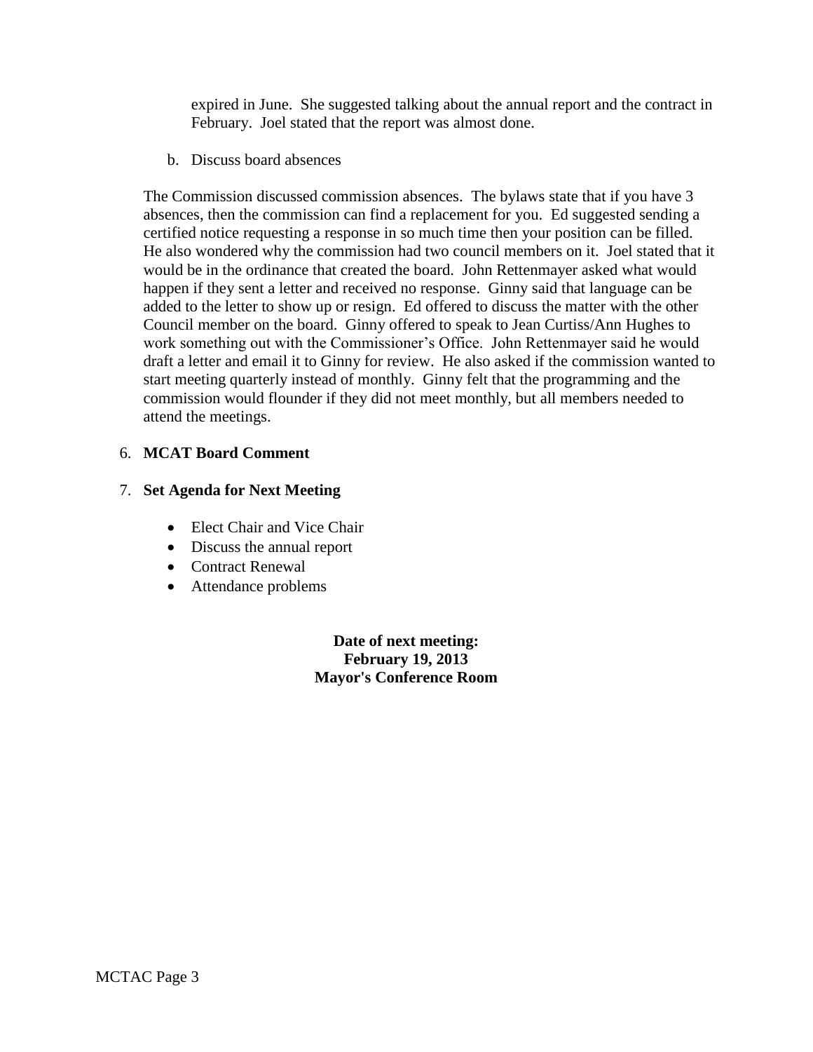expired in June. She suggested talking about the annual report and the contract in February. Joel stated that the report was almost done.

b. Discuss board absences

The Commission discussed commission absences. The bylaws state that if you have 3 absences, then the commission can find a replacement for you. Ed suggested sending a certified notice requesting a response in so much time then your position can be filled. He also wondered why the commission had two council members on it. Joel stated that it would be in the ordinance that created the board. John Rettenmayer asked what would happen if they sent a letter and received no response. Ginny said that language can be added to the letter to show up or resign. Ed offered to discuss the matter with the other Council member on the board. Ginny offered to speak to Jean Curtiss/Ann Hughes to work something out with the Commissioner's Office. John Rettenmayer said he would draft a letter and email it to Ginny for review. He also asked if the commission wanted to start meeting quarterly instead of monthly. Ginny felt that the programming and the commission would flounder if they did not meet monthly, but all members needed to attend the meetings.

6. **MCAT Board Comment**

7. **Set Agenda for Next Meeting**

- Elect Chair and Vice Chair
- Discuss the annual report
- Contract Renewal
- Attendance problems

**Date of next meeting:**
**February 19, 2013**
**Mayor's Conference Room**